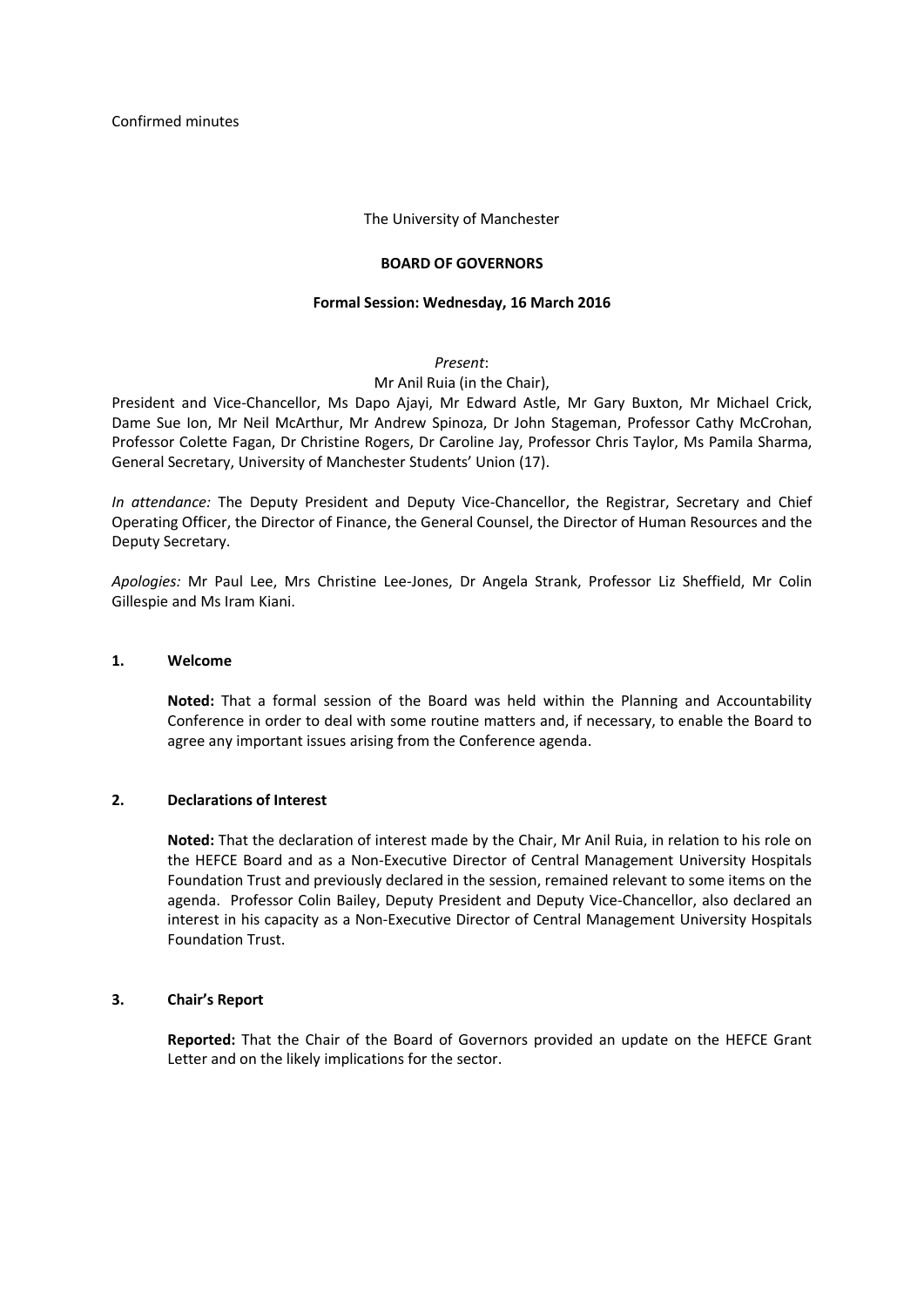Confirmed minutes

The University of Manchester

**BOARD OF GOVERNORS**

**Formal Session: Wednesday, 16 March 2016**

*Present*:
Mr Anil Ruia (in the Chair),
President and Vice-Chancellor, Ms Dapo Ajayi, Mr Edward Astle, Mr Gary Buxton, Mr Michael Crick, Dame Sue Ion, Mr Neil McArthur, Mr Andrew Spinoza, Dr John Stageman, Professor Cathy McCrohan, Professor Colette Fagan, Dr Christine Rogers, Dr Caroline Jay, Professor Chris Taylor, Ms Pamila Sharma, General Secretary, University of Manchester Students' Union (17).

*In attendance:* The Deputy President and Deputy Vice-Chancellor, the Registrar, Secretary and Chief Operating Officer, the Director of Finance, the General Counsel, the Director of Human Resources and the Deputy Secretary.

*Apologies:* Mr Paul Lee, Mrs Christine Lee-Jones, Dr Angela Strank, Professor Liz Sheffield, Mr Colin Gillespie and Ms Iram Kiani.

## 1. Welcome

**Noted:** That a formal session of the Board was held within the Planning and Accountability Conference in order to deal with some routine matters and, if necessary, to enable the Board to agree any important issues arising from the Conference agenda.

## 2. Declarations of Interest

**Noted:** That the declaration of interest made by the Chair, Mr Anil Ruia, in relation to his role on the HEFCE Board and as a Non-Executive Director of Central Management University Hospitals Foundation Trust and previously declared in the session, remained relevant to some items on the agenda. Professor Colin Bailey, Deputy President and Deputy Vice-Chancellor, also declared an interest in his capacity as a Non-Executive Director of Central Management University Hospitals Foundation Trust.

## 3. Chair's Report

**Reported:** That the Chair of the Board of Governors provided an update on the HEFCE Grant Letter and on the likely implications for the sector.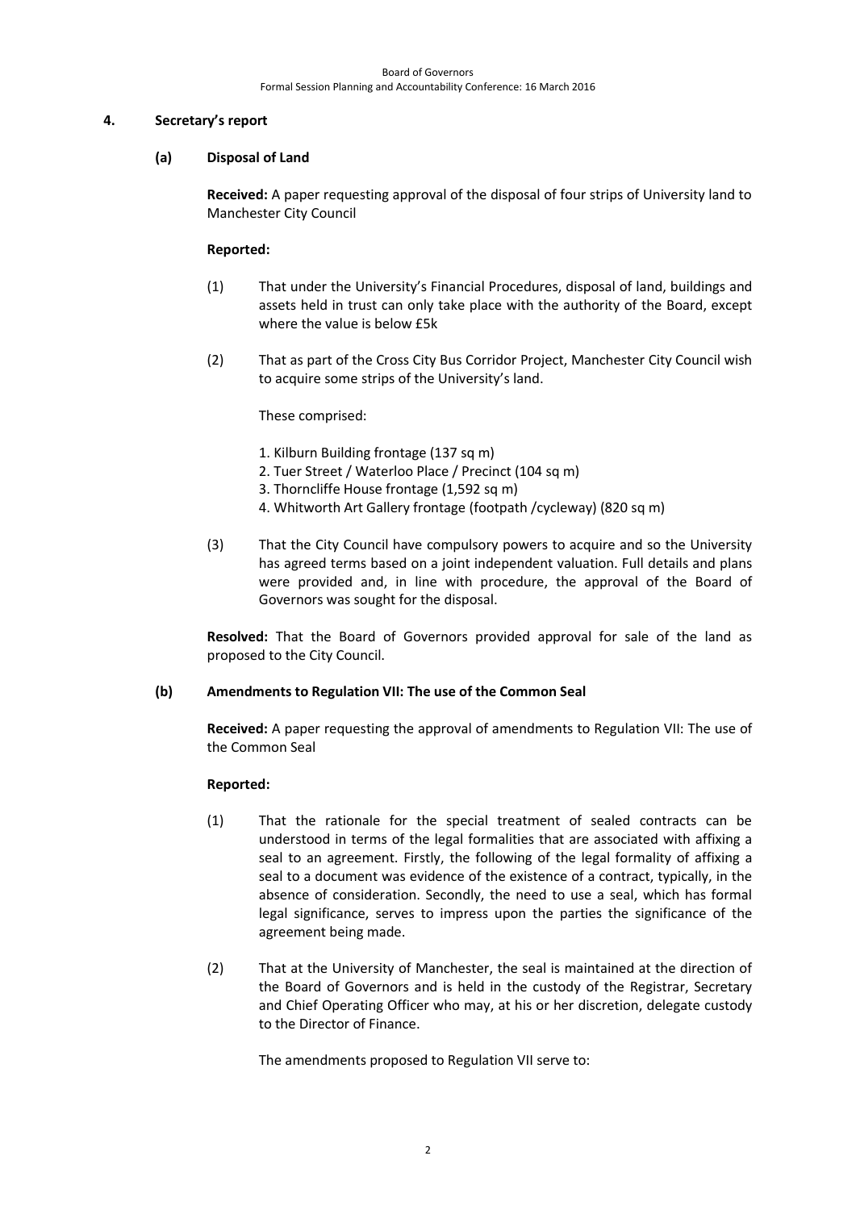## 4. Secretary's report

### (a) Disposal of Land

**Received:** A paper requesting approval of the disposal of four strips of University land to Manchester City Council

**Reported:**

(1) That under the University's Financial Procedures, disposal of land, buildings and assets held in trust can only take place with the authority of the Board, except where the value is below £5k

(2) That as part of the Cross City Bus Corridor Project, Manchester City Council wish to acquire some strips of the University's land.

These comprised:

1. Kilburn Building frontage (137 sq m)
2. Tuer Street / Waterloo Place / Precinct (104 sq m)
3. Thorncliffe House frontage (1,592 sq m)
4. Whitworth Art Gallery frontage (footpath /cycleway) (820 sq m)

(3) That the City Council have compulsory powers to acquire and so the University has agreed terms based on a joint independent valuation. Full details and plans were provided and, in line with procedure, the approval of the Board of Governors was sought for the disposal.

**Resolved:** That the Board of Governors provided approval for sale of the land as proposed to the City Council.

### (b) Amendments to Regulation VII: The use of the Common Seal

**Received:** A paper requesting the approval of amendments to Regulation VII: The use of the Common Seal

**Reported:**

(1) That the rationale for the special treatment of sealed contracts can be understood in terms of the legal formalities that are associated with affixing a seal to an agreement. Firstly, the following of the legal formality of affixing a seal to a document was evidence of the existence of a contract, typically, in the absence of consideration. Secondly, the need to use a seal, which has formal legal significance, serves to impress upon the parties the significance of the agreement being made.

(2) That at the University of Manchester, the seal is maintained at the direction of the Board of Governors and is held in the custody of the Registrar, Secretary and Chief Operating Officer who may, at his or her discretion, delegate custody to the Director of Finance.

The amendments proposed to Regulation VII serve to: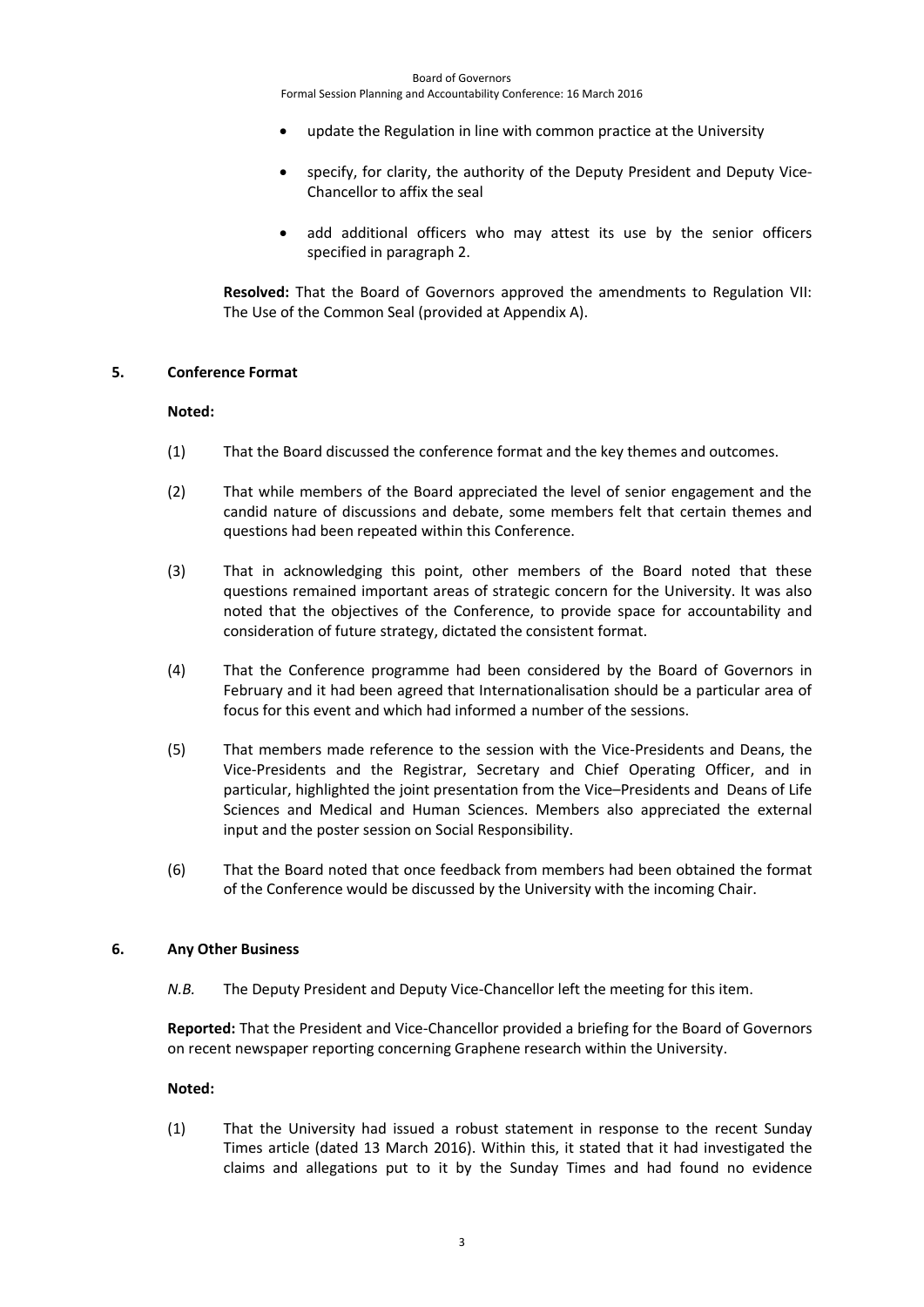- update the Regulation in line with common practice at the University
- specify, for clarity, the authority of the Deputy President and Deputy Vice-Chancellor to affix the seal
- add additional officers who may attest its use by the senior officers specified in paragraph 2.

**Resolved:** That the Board of Governors approved the amendments to Regulation VII: The Use of the Common Seal (provided at Appendix A).

## 5. Conference Format

**Noted:**

(1) That the Board discussed the conference format and the key themes and outcomes.

(2) That while members of the Board appreciated the level of senior engagement and the candid nature of discussions and debate, some members felt that certain themes and questions had been repeated within this Conference.

(3) That in acknowledging this point, other members of the Board noted that these questions remained important areas of strategic concern for the University. It was also noted that the objectives of the Conference, to provide space for accountability and consideration of future strategy, dictated the consistent format.

(4) That the Conference programme had been considered by the Board of Governors in February and it had been agreed that Internationalisation should be a particular area of focus for this event and which had informed a number of the sessions.

(5) That members made reference to the session with the Vice-Presidents and Deans, the Vice-Presidents and the Registrar, Secretary and Chief Operating Officer, and in particular, highlighted the joint presentation from the Vice–Presidents and Deans of Life Sciences and Medical and Human Sciences. Members also appreciated the external input and the poster session on Social Responsibility.

(6) That the Board noted that once feedback from members had been obtained the format of the Conference would be discussed by the University with the incoming Chair.

## 6. Any Other Business

*N.B.* The Deputy President and Deputy Vice-Chancellor left the meeting for this item.

**Reported:** That the President and Vice-Chancellor provided a briefing for the Board of Governors on recent newspaper reporting concerning Graphene research within the University.

**Noted:**

(1) That the University had issued a robust statement in response to the recent Sunday Times article (dated 13 March 2016). Within this, it stated that it had investigated the claims and allegations put to it by the Sunday Times and had found no evidence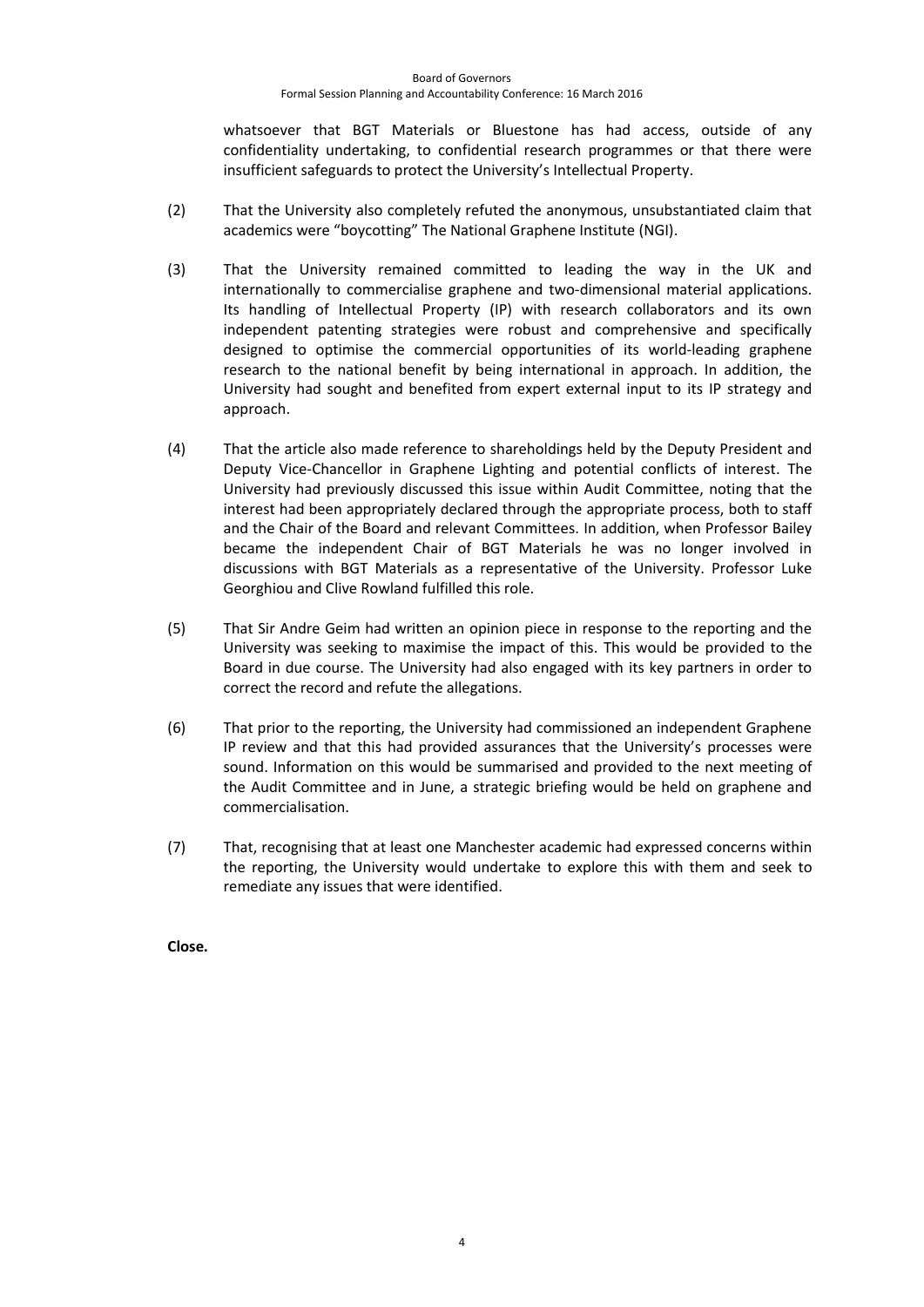whatsoever that BGT Materials or Bluestone has had access, outside of any confidentiality undertaking, to confidential research programmes or that there were insufficient safeguards to protect the University's Intellectual Property.

(2) That the University also completely refuted the anonymous, unsubstantiated claim that academics were "boycotting" The National Graphene Institute (NGI).

(3) That the University remained committed to leading the way in the UK and internationally to commercialise graphene and two-dimensional material applications. Its handling of Intellectual Property (IP) with research collaborators and its own independent patenting strategies were robust and comprehensive and specifically designed to optimise the commercial opportunities of its world-leading graphene research to the national benefit by being international in approach. In addition, the University had sought and benefited from expert external input to its IP strategy and approach.

(4) That the article also made reference to shareholdings held by the Deputy President and Deputy Vice-Chancellor in Graphene Lighting and potential conflicts of interest. The University had previously discussed this issue within Audit Committee, noting that the interest had been appropriately declared through the appropriate process, both to staff and the Chair of the Board and relevant Committees. In addition, when Professor Bailey became the independent Chair of BGT Materials he was no longer involved in discussions with BGT Materials as a representative of the University. Professor Luke Georghiou and Clive Rowland fulfilled this role.

(5) That Sir Andre Geim had written an opinion piece in response to the reporting and the University was seeking to maximise the impact of this. This would be provided to the Board in due course. The University had also engaged with its key partners in order to correct the record and refute the allegations.

(6) That prior to the reporting, the University had commissioned an independent Graphene IP review and that this had provided assurances that the University's processes were sound. Information on this would be summarised and provided to the next meeting of the Audit Committee and in June, a strategic briefing would be held on graphene and commercialisation.

(7) That, recognising that at least one Manchester academic had expressed concerns within the reporting, the University would undertake to explore this with them and seek to remediate any issues that were identified.

**Close.**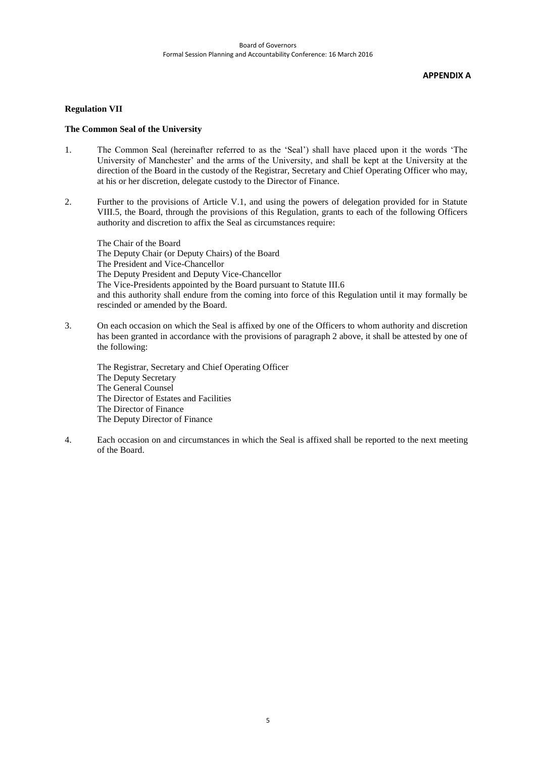**APPENDIX A**

**Regulation VII**

**The Common Seal of the University**

1. The Common Seal (hereinafter referred to as the 'Seal') shall have placed upon it the words 'The University of Manchester' and the arms of the University, and shall be kept at the University at the direction of the Board in the custody of the Registrar, Secretary and Chief Operating Officer who may, at his or her discretion, delegate custody to the Director of Finance.

2. Further to the provisions of Article V.1, and using the powers of delegation provided for in Statute VIII.5, the Board, through the provisions of this Regulation, grants to each of the following Officers authority and discretion to affix the Seal as circumstances require:

   The Chair of the Board
   The Deputy Chair (or Deputy Chairs) of the Board
   The President and Vice-Chancellor
   The Deputy President and Deputy Vice-Chancellor
   The Vice-Presidents appointed by the Board pursuant to Statute III.6
   and this authority shall endure from the coming into force of this Regulation until it may formally be rescinded or amended by the Board.

3. On each occasion on which the Seal is affixed by one of the Officers to whom authority and discretion has been granted in accordance with the provisions of paragraph 2 above, it shall be attested by one of the following:

   The Registrar, Secretary and Chief Operating Officer
   The Deputy Secretary
   The General Counsel
   The Director of Estates and Facilities
   The Director of Finance
   The Deputy Director of Finance

4. Each occasion on and circumstances in which the Seal is affixed shall be reported to the next meeting of the Board.